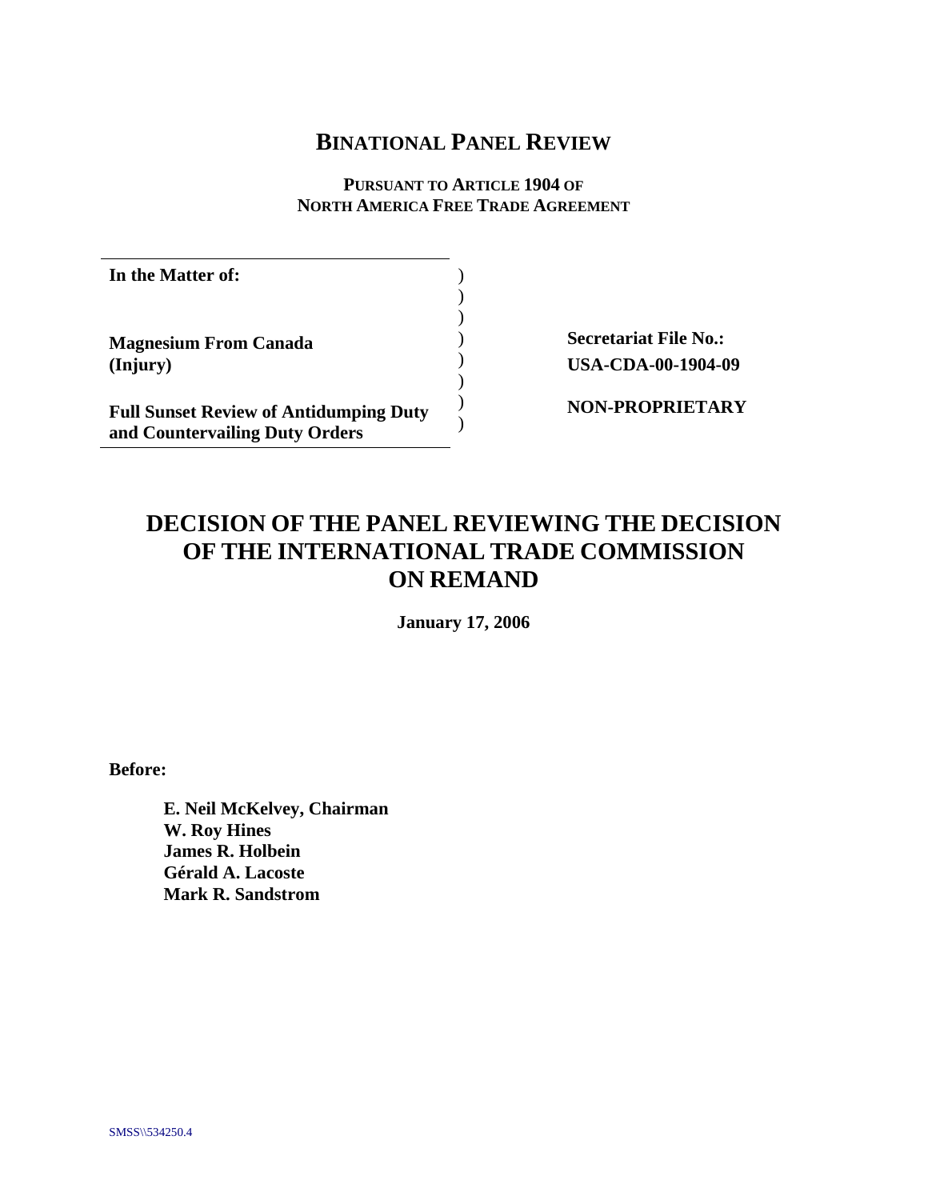# BINATIONAL PANEL REVIEW

**PURSUANT TO ARTICLE 1904 OF NORTH AMERICA FREE TRADE AGREEMENT**

| | |
|---|---|
| **In the Matter of:** | |
| **Magnesium From Canada (Injury)** | **Secretariat File No.: USA-CDA-00-1904-09** |
| **Full Sunset Review of Antidumping Duty and Countervailing Duty Orders** | **NON-PROPRIETARY** |

# DECISION OF THE PANEL REVIEWING THE DECISION OF THE INTERNATIONAL TRADE COMMISSION ON REMAND

**January 17, 2006**

**Before:**

**E. Neil McKelvey, Chairman**
**W. Roy Hines**
**James R. Holbein**
**Gérald A. Lacoste**
**Mark R. Sandstrom**

SMSS\\534250.4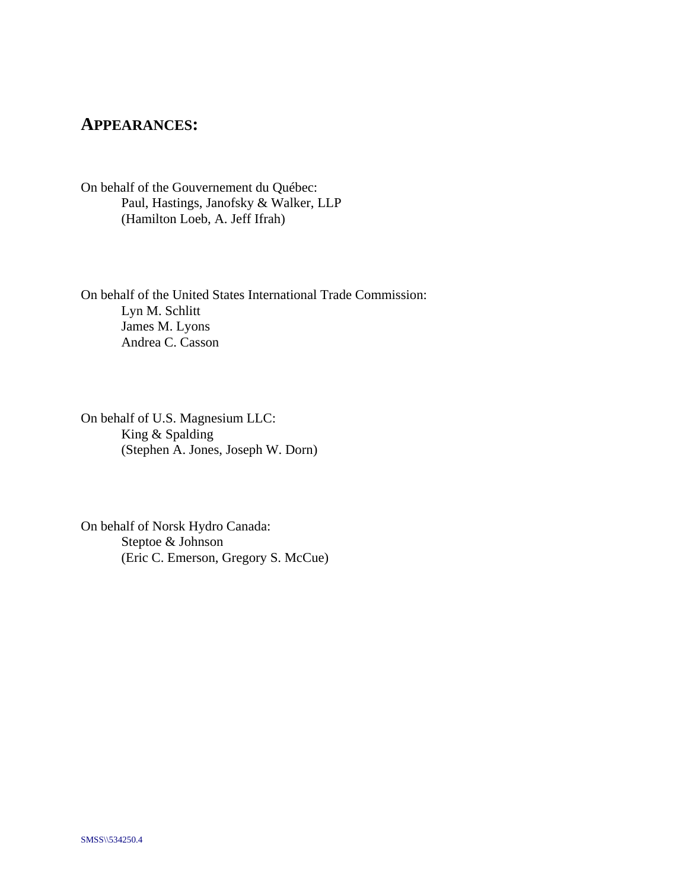# APPEARANCES:

On behalf of the Gouvernement du Québec:

Paul, Hastings, Janofsky & Walker, LLP
(Hamilton Loeb, A. Jeff Ifrah)

On behalf of the United States International Trade Commission:

Lyn M. Schlitt
James M. Lyons
Andrea C. Casson

On behalf of U.S. Magnesium LLC:

King & Spalding
(Stephen A. Jones, Joseph W. Dorn)

On behalf of Norsk Hydro Canada:

Steptoe & Johnson
(Eric C. Emerson, Gregory S. McCue)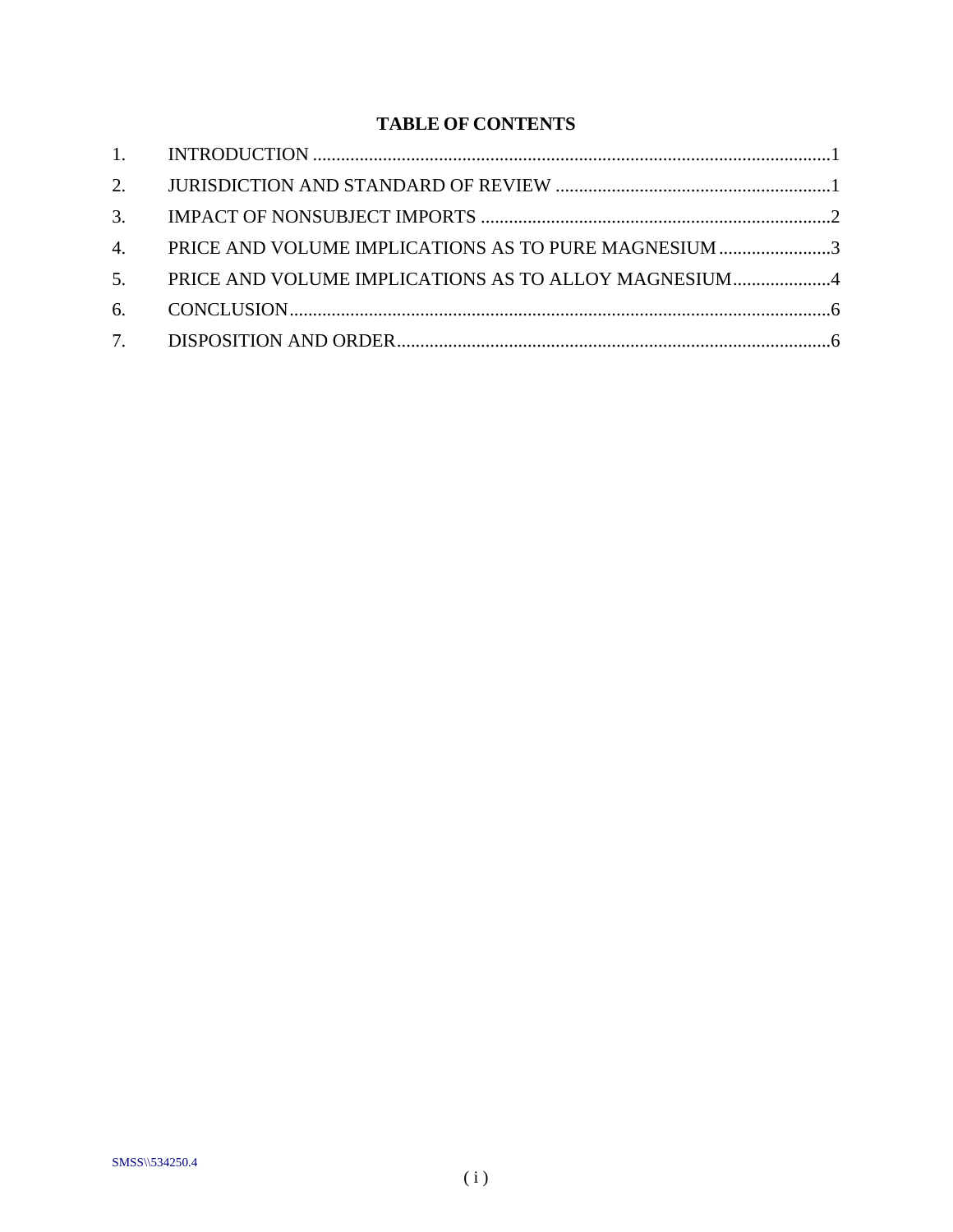# TABLE OF CONTENTS

| | | |
|---|---|---|
| 1. | INTRODUCTION | 1 |
| 2. | JURISDICTION AND STANDARD OF REVIEW | 1 |
| 3. | IMPACT OF NONSUBJECT IMPORTS | 2 |
| 4. | PRICE AND VOLUME IMPLICATIONS AS TO PURE MAGNESIUM | 3 |
| 5. | PRICE AND VOLUME IMPLICATIONS AS TO ALLOY MAGNESIUM | 4 |
| 6. | CONCLUSION | 6 |
| 7. | DISPOSITION AND ORDER | 6 |

SMSS\\534250.4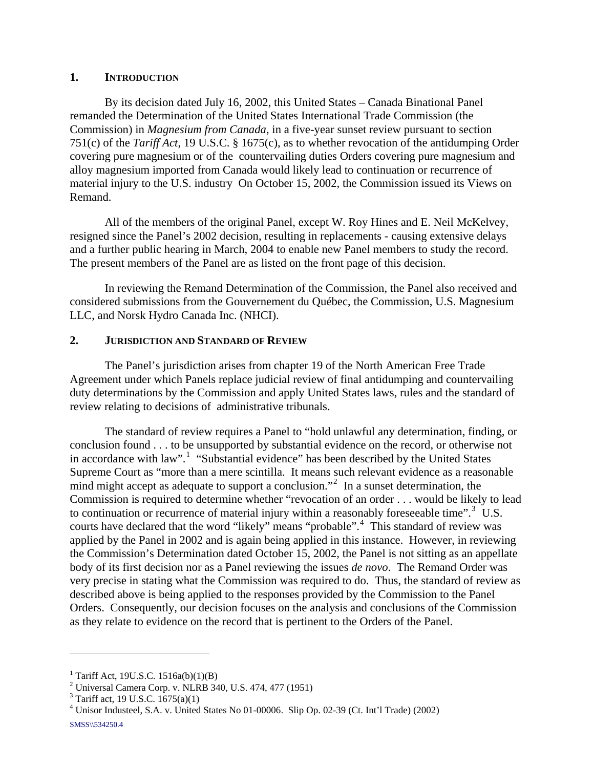## 1. INTRODUCTION

By its decision dated July 16, 2002, this United States – Canada Binational Panel remanded the Determination of the United States International Trade Commission (the Commission) in *Magnesium from Canada*, in a five-year sunset review pursuant to section 751(c) of the *Tariff Act*, 19 U.S.C. § 1675(c), as to whether revocation of the antidumping Order covering pure magnesium or of the countervailing duties Orders covering pure magnesium and alloy magnesium imported from Canada would likely lead to continuation or recurrence of material injury to the U.S. industry On October 15, 2002, the Commission issued its Views on Remand.

All of the members of the original Panel, except W. Roy Hines and E. Neil McKelvey, resigned since the Panel's 2002 decision, resulting in replacements - causing extensive delays and a further public hearing in March, 2004 to enable new Panel members to study the record. The present members of the Panel are as listed on the front page of this decision.

In reviewing the Remand Determination of the Commission, the Panel also received and considered submissions from the Gouvernement du Québec, the Commission, U.S. Magnesium LLC, and Norsk Hydro Canada Inc. (NHCI).

## 2. JURISDICTION AND STANDARD OF REVIEW

The Panel's jurisdiction arises from chapter 19 of the North American Free Trade Agreement under which Panels replace judicial review of final antidumping and countervailing duty determinations by the Commission and apply United States laws, rules and the standard of review relating to decisions of administrative tribunals.

The standard of review requires a Panel to "hold unlawful any determination, finding, or conclusion found . . . to be unsupported by substantial evidence on the record, or otherwise not in accordance with law".[1] "Substantial evidence" has been described by the United States Supreme Court as "more than a mere scintilla. It means such relevant evidence as a reasonable mind might accept as adequate to support a conclusion."[2] In a sunset determination, the Commission is required to determine whether "revocation of an order . . . would be likely to lead to continuation or recurrence of material injury within a reasonably foreseeable time".[3] U.S. courts have declared that the word "likely" means "probable".[4] This standard of review was applied by the Panel in 2002 and is again being applied in this instance. However, in reviewing the Commission's Determination dated October 15, 2002, the Panel is not sitting as an appellate body of its first decision nor as a Panel reviewing the issues *de novo*. The Remand Order was very precise in stating what the Commission was required to do. Thus, the standard of review as described above is being applied to the responses provided by the Commission to the Panel Orders. Consequently, our decision focuses on the analysis and conclusions of the Commission as they relate to evidence on the record that is pertinent to the Orders of the Panel.

---

[1] Tariff Act, 19U.S.C. 1516a(b)(1)(B)

[2] Universal Camera Corp. v. NLRB 340, U.S. 474, 477 (1951)

[3] Tariff act, 19 U.S.C. 1675(a)(1)

[4] Unisor Industeel, S.A. v. United States No 01-00006. Slip Op. 02-39 (Ct. Int'l Trade) (2002)

SMSS\\534250.4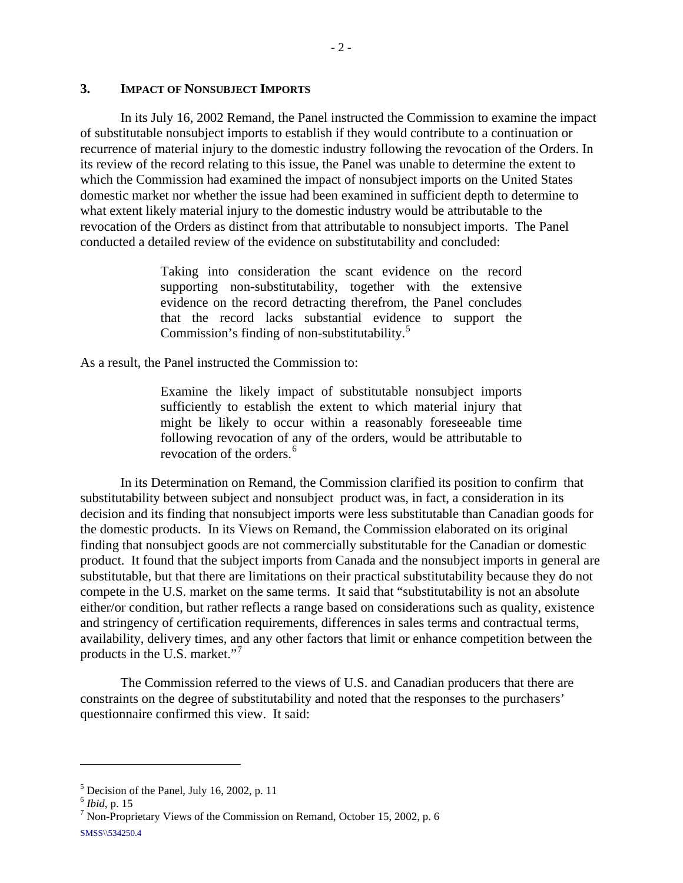## 3. IMPACT OF NONSUBJECT IMPORTS

In its July 16, 2002 Remand, the Panel instructed the Commission to examine the impact of substitutable nonsubject imports to establish if they would contribute to a continuation or recurrence of material injury to the domestic industry following the revocation of the Orders. In its review of the record relating to this issue, the Panel was unable to determine the extent to which the Commission had examined the impact of nonsubject imports on the United States domestic market nor whether the issue had been examined in sufficient depth to determine to what extent likely material injury to the domestic industry would be attributable to the revocation of the Orders as distinct from that attributable to nonsubject imports. The Panel conducted a detailed review of the evidence on substitutability and concluded:

> Taking into consideration the scant evidence on the record supporting non-substitutability, together with the extensive evidence on the record detracting therefrom, the Panel concludes that the record lacks substantial evidence to support the Commission's finding of non-substitutability.[5]

As a result, the Panel instructed the Commission to:

> Examine the likely impact of substitutable nonsubject imports sufficiently to establish the extent to which material injury that might be likely to occur within a reasonably foreseeable time following revocation of any of the orders, would be attributable to revocation of the orders.[6]

In its Determination on Remand, the Commission clarified its position to confirm that substitutability between subject and nonsubject product was, in fact, a consideration in its decision and its finding that nonsubject imports were less substitutable than Canadian goods for the domestic products. In its Views on Remand, the Commission elaborated on its original finding that nonsubject goods are not commercially substitutable for the Canadian or domestic product. It found that the subject imports from Canada and the nonsubject imports in general are substitutable, but that there are limitations on their practical substitutability because they do not compete in the U.S. market on the same terms. It said that "substitutability is not an absolute either/or condition, but rather reflects a range based on considerations such as quality, existence and stringency of certification requirements, differences in sales terms and contractual terms, availability, delivery times, and any other factors that limit or enhance competition between the products in the U.S. market."[7]

The Commission referred to the views of U.S. and Canadian producers that there are constraints on the degree of substitutability and noted that the responses to the purchasers' questionnaire confirmed this view. It said:

---

[5] Decision of the Panel, July 16, 2002, p. 11

[6] *Ibid*, p. 15

[7] Non-Proprietary Views of the Commission on Remand, October 15, 2002, p. 6

SMSS\\534250.4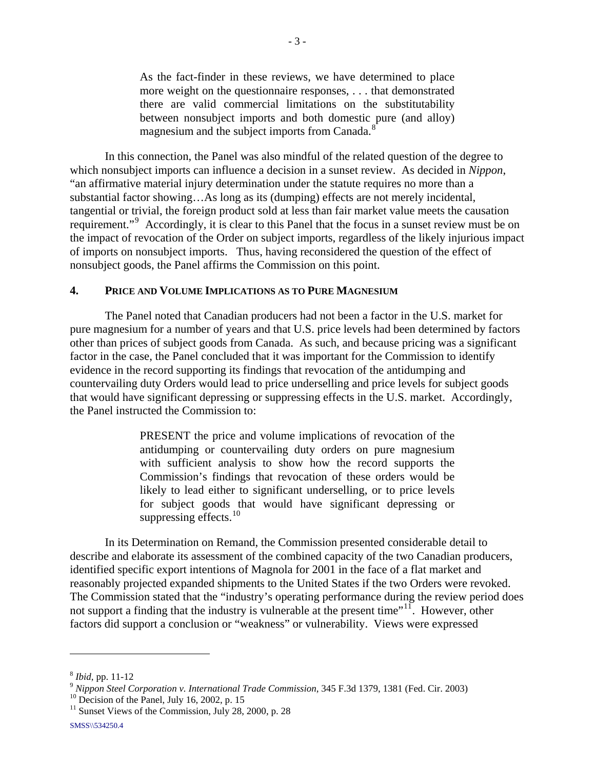> As the fact-finder in these reviews, we have determined to place more weight on the questionnaire responses, . . . that demonstrated there are valid commercial limitations on the substitutability between nonsubject imports and both domestic pure (and alloy) magnesium and the subject imports from Canada.[8]

In this connection, the Panel was also mindful of the related question of the degree to which nonsubject imports can influence a decision in a sunset review. As decided in *Nippon*, "an affirmative material injury determination under the statute requires no more than a substantial factor showing…As long as its (dumping) effects are not merely incidental, tangential or trivial, the foreign product sold at less than fair market value meets the causation requirement."[9] Accordingly, it is clear to this Panel that the focus in a sunset review must be on the impact of revocation of the Order on subject imports, regardless of the likely injurious impact of imports on nonsubject imports. Thus, having reconsidered the question of the effect of nonsubject goods, the Panel affirms the Commission on this point.

## 4. PRICE AND VOLUME IMPLICATIONS AS TO PURE MAGNESIUM

The Panel noted that Canadian producers had not been a factor in the U.S. market for pure magnesium for a number of years and that U.S. price levels had been determined by factors other than prices of subject goods from Canada. As such, and because pricing was a significant factor in the case, the Panel concluded that it was important for the Commission to identify evidence in the record supporting its findings that revocation of the antidumping and countervailing duty Orders would lead to price underselling and price levels for subject goods that would have significant depressing or suppressing effects in the U.S. market. Accordingly, the Panel instructed the Commission to:

> PRESENT the price and volume implications of revocation of the antidumping or countervailing duty orders on pure magnesium with sufficient analysis to show how the record supports the Commission's findings that revocation of these orders would be likely to lead either to significant underselling, or to price levels for subject goods that would have significant depressing or suppressing effects.[10]

In its Determination on Remand, the Commission presented considerable detail to describe and elaborate its assessment of the combined capacity of the two Canadian producers, identified specific export intentions of Magnola for 2001 in the face of a flat market and reasonably projected expanded shipments to the United States if the two Orders were revoked. The Commission stated that the "industry's operating performance during the review period does not support a finding that the industry is vulnerable at the present time"[11]. However, other factors did support a conclusion or "weakness" or vulnerability. Views were expressed

---

[8] *Ibid*, pp. 11-12

[9] *Nippon Steel Corporation v. International Trade Commission*, 345 F.3d 1379, 1381 (Fed. Cir. 2003)

[10] Decision of the Panel, July 16, 2002, p. 15

[11] Sunset Views of the Commission, July 28, 2000, p. 28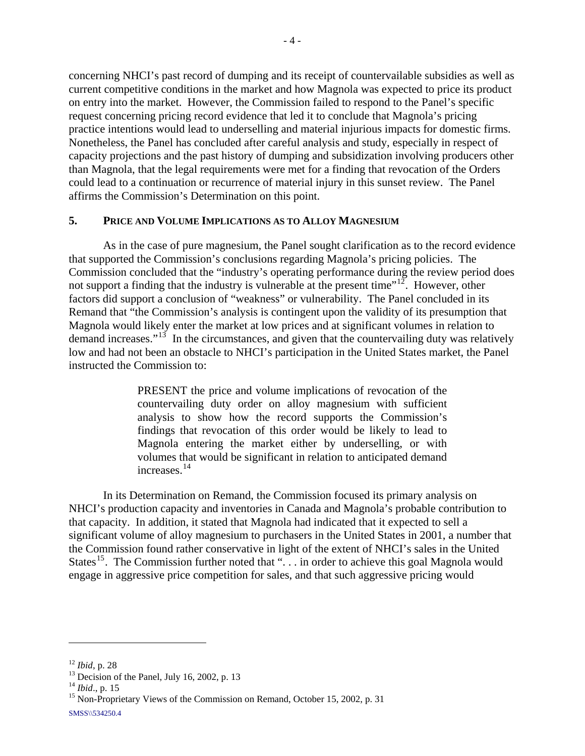concerning NHCI's past record of dumping and its receipt of countervailable subsidies as well as current competitive conditions in the market and how Magnola was expected to price its product on entry into the market. However, the Commission failed to respond to the Panel's specific request concerning pricing record evidence that led it to conclude that Magnola's pricing practice intentions would lead to underselling and material injurious impacts for domestic firms. Nonetheless, the Panel has concluded after careful analysis and study, especially in respect of capacity projections and the past history of dumping and subsidization involving producers other than Magnola, that the legal requirements were met for a finding that revocation of the Orders could lead to a continuation or recurrence of material injury in this sunset review. The Panel affirms the Commission's Determination on this point.

## 5. PRICE AND VOLUME IMPLICATIONS AS TO ALLOY MAGNESIUM

As in the case of pure magnesium, the Panel sought clarification as to the record evidence that supported the Commission's conclusions regarding Magnola's pricing policies. The Commission concluded that the "industry's operating performance during the review period does not support a finding that the industry is vulnerable at the present time"[12]. However, other factors did support a conclusion of "weakness" or vulnerability. The Panel concluded in its Remand that "the Commission's analysis is contingent upon the validity of its presumption that Magnola would likely enter the market at low prices and at significant volumes in relation to demand increases."[13] In the circumstances, and given that the countervailing duty was relatively low and had not been an obstacle to NHCI's participation in the United States market, the Panel instructed the Commission to:

> PRESENT the price and volume implications of revocation of the countervailing duty order on alloy magnesium with sufficient analysis to show how the record supports the Commission's findings that revocation of this order would be likely to lead to Magnola entering the market either by underselling, or with volumes that would be significant in relation to anticipated demand increases.[14]

In its Determination on Remand, the Commission focused its primary analysis on NHCI's production capacity and inventories in Canada and Magnola's probable contribution to that capacity. In addition, it stated that Magnola had indicated that it expected to sell a significant volume of alloy magnesium to purchasers in the United States in 2001, a number that the Commission found rather conservative in light of the extent of NHCI's sales in the United States[15]. The Commission further noted that ". . . in order to achieve this goal Magnola would engage in aggressive price competition for sales, and that such aggressive pricing would

---

[12] *Ibid*, p. 28

[13] Decision of the Panel, July 16, 2002, p. 13

[14] *Ibid*., p. 15

[15] Non-Proprietary Views of the Commission on Remand, October 15, 2002, p. 31

SMSS\\534250.4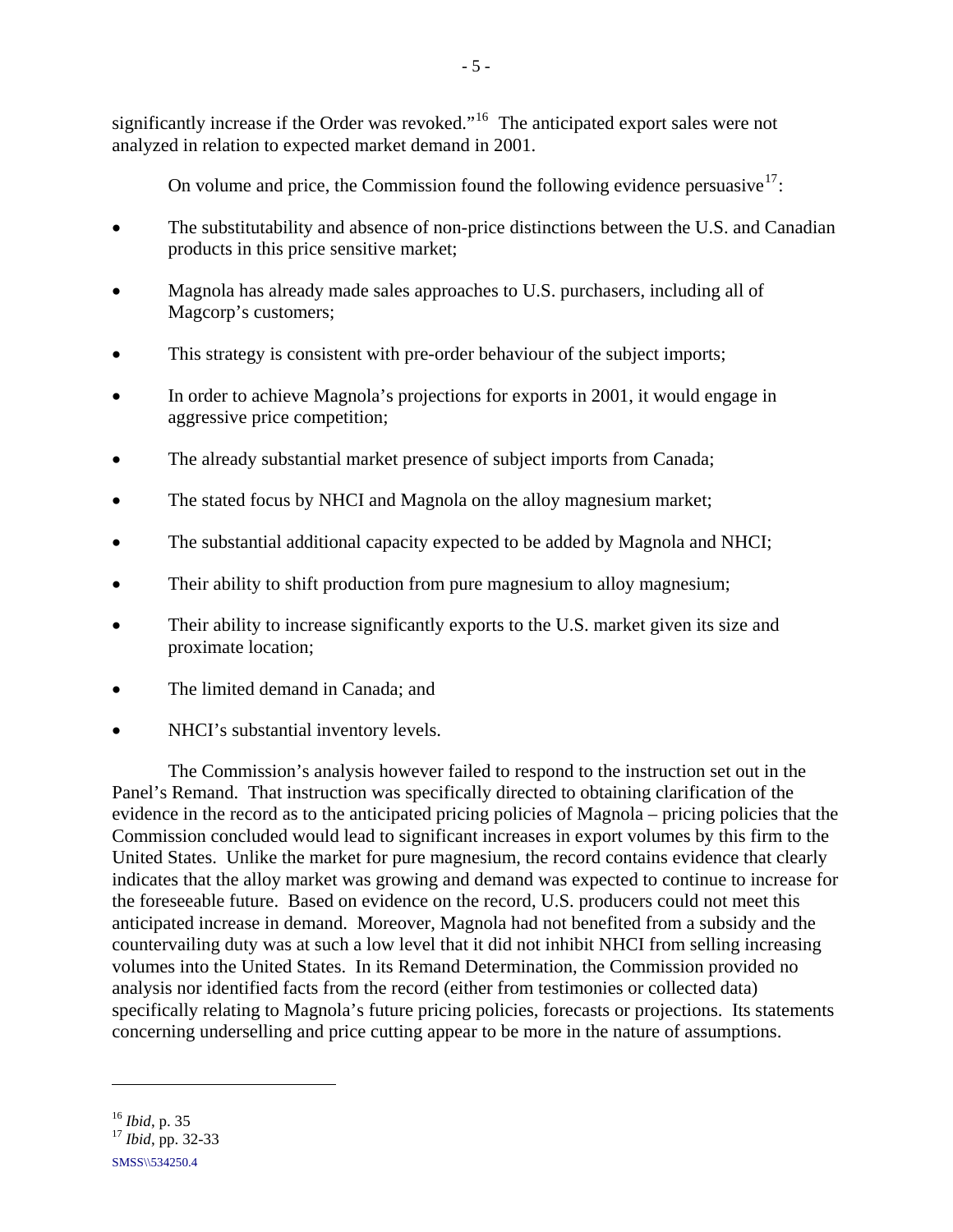significantly increase if the Order was revoked."[16] The anticipated export sales were not analyzed in relation to expected market demand in 2001.

On volume and price, the Commission found the following evidence persuasive[17]:

- The substitutability and absence of non-price distinctions between the U.S. and Canadian products in this price sensitive market;
- Magnola has already made sales approaches to U.S. purchasers, including all of Magcorp's customers;
- This strategy is consistent with pre-order behaviour of the subject imports;
- In order to achieve Magnola's projections for exports in 2001, it would engage in aggressive price competition;
- The already substantial market presence of subject imports from Canada;
- The stated focus by NHCI and Magnola on the alloy magnesium market;
- The substantial additional capacity expected to be added by Magnola and NHCI;
- Their ability to shift production from pure magnesium to alloy magnesium;
- Their ability to increase significantly exports to the U.S. market given its size and proximate location;
- The limited demand in Canada; and
- NHCI's substantial inventory levels.

The Commission's analysis however failed to respond to the instruction set out in the Panel's Remand. That instruction was specifically directed to obtaining clarification of the evidence in the record as to the anticipated pricing policies of Magnola – pricing policies that the Commission concluded would lead to significant increases in export volumes by this firm to the United States. Unlike the market for pure magnesium, the record contains evidence that clearly indicates that the alloy market was growing and demand was expected to continue to increase for the foreseeable future. Based on evidence on the record, U.S. producers could not meet this anticipated increase in demand. Moreover, Magnola had not benefited from a subsidy and the countervailing duty was at such a low level that it did not inhibit NHCI from selling increasing volumes into the United States. In its Remand Determination, the Commission provided no analysis nor identified facts from the record (either from testimonies or collected data) specifically relating to Magnola's future pricing policies, forecasts or projections. Its statements concerning underselling and price cutting appear to be more in the nature of assumptions.

---

[16] *Ibid*, p. 35

[17] *Ibid*, pp. 32-33

SMSS\\534250.4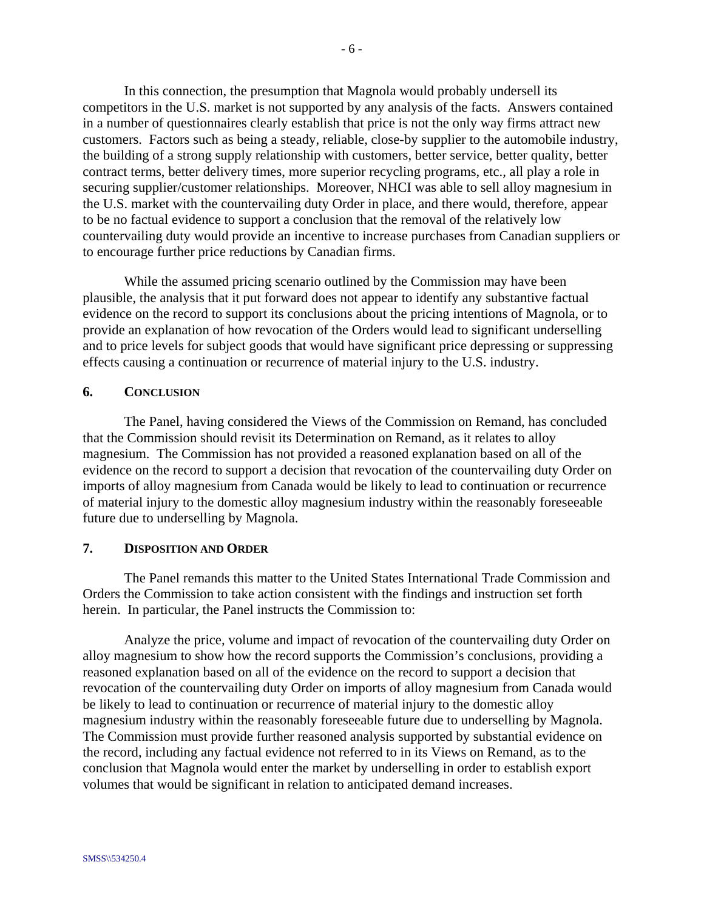In this connection, the presumption that Magnola would probably undersell its competitors in the U.S. market is not supported by any analysis of the facts. Answers contained in a number of questionnaires clearly establish that price is not the only way firms attract new customers. Factors such as being a steady, reliable, close-by supplier to the automobile industry, the building of a strong supply relationship with customers, better service, better quality, better contract terms, better delivery times, more superior recycling programs, etc., all play a role in securing supplier/customer relationships. Moreover, NHCI was able to sell alloy magnesium in the U.S. market with the countervailing duty Order in place, and there would, therefore, appear to be no factual evidence to support a conclusion that the removal of the relatively low countervailing duty would provide an incentive to increase purchases from Canadian suppliers or to encourage further price reductions by Canadian firms.

While the assumed pricing scenario outlined by the Commission may have been plausible, the analysis that it put forward does not appear to identify any substantive factual evidence on the record to support its conclusions about the pricing intentions of Magnola, or to provide an explanation of how revocation of the Orders would lead to significant underselling and to price levels for subject goods that would have significant price depressing or suppressing effects causing a continuation or recurrence of material injury to the U.S. industry.

## 6. Conclusion

The Panel, having considered the Views of the Commission on Remand, has concluded that the Commission should revisit its Determination on Remand, as it relates to alloy magnesium. The Commission has not provided a reasoned explanation based on all of the evidence on the record to support a decision that revocation of the countervailing duty Order on imports of alloy magnesium from Canada would be likely to lead to continuation or recurrence of material injury to the domestic alloy magnesium industry within the reasonably foreseeable future due to underselling by Magnola.

## 7. Disposition and Order

The Panel remands this matter to the United States International Trade Commission and Orders the Commission to take action consistent with the findings and instruction set forth herein. In particular, the Panel instructs the Commission to:

Analyze the price, volume and impact of revocation of the countervailing duty Order on alloy magnesium to show how the record supports the Commission's conclusions, providing a reasoned explanation based on all of the evidence on the record to support a decision that revocation of the countervailing duty Order on imports of alloy magnesium from Canada would be likely to lead to continuation or recurrence of material injury to the domestic alloy magnesium industry within the reasonably foreseeable future due to underselling by Magnola. The Commission must provide further reasoned analysis supported by substantial evidence on the record, including any factual evidence not referred to in its Views on Remand, as to the conclusion that Magnola would enter the market by underselling in order to establish export volumes that would be significant in relation to anticipated demand increases.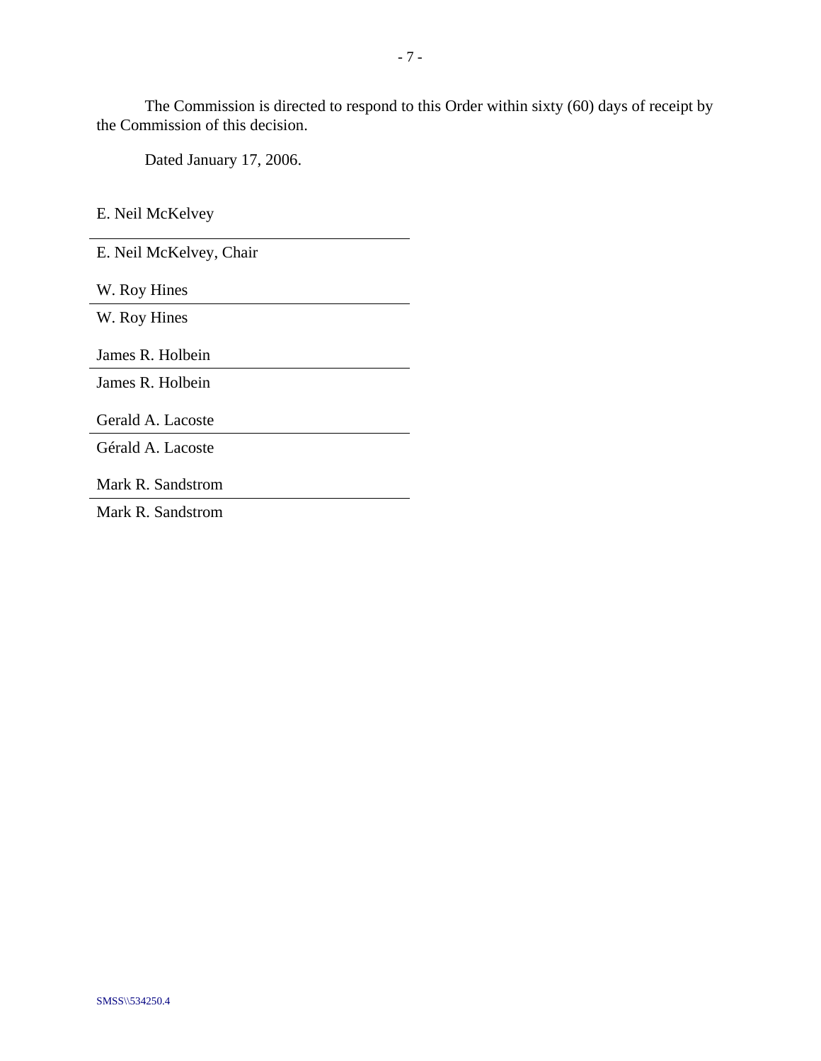The Commission is directed to respond to this Order within sixty (60) days of receipt by the Commission of this decision.

Dated January 17, 2006.

E. Neil McKelvey

E. Neil McKelvey, Chair

W. Roy Hines

W. Roy Hines

James R. Holbein

James R. Holbein

Gerald A. Lacoste

Gérald A. Lacoste

Mark R. Sandstrom

Mark R. Sandstrom

SMSS\\534250.4